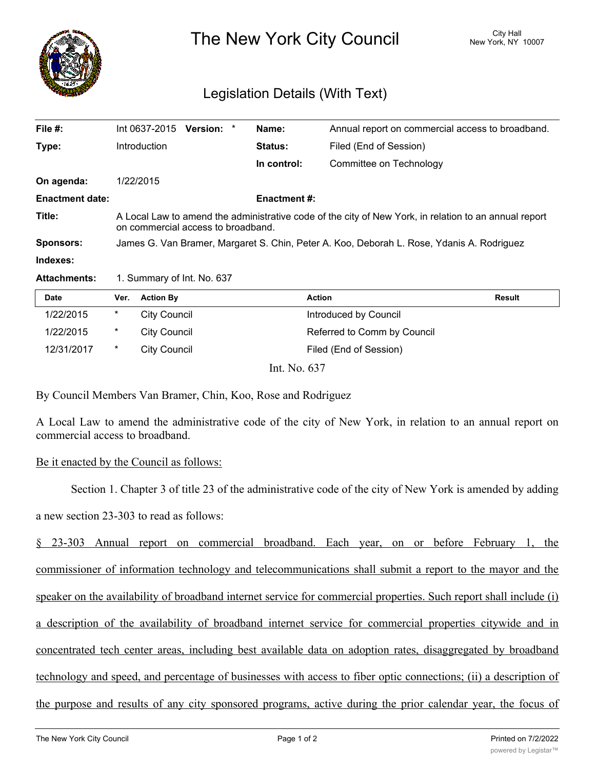# The New York City Council

City Hall
New York, NY 10007

## Legislation Details (With Text)

| | | | |
|---|---|---|---|
| **File #:** | Int 0637-2015 **Version:** * | **Name:** | Annual report on commercial access to broadband. |
| **Type:** | Introduction | **Status:** | Filed (End of Session) |
| | | **In control:** | Committee on Technology |
| **On agenda:** | 1/22/2015 | | |
| **Enactment date:** | | **Enactment #:** | |
| **Title:** | A Local Law to amend the administrative code of the city of New York, in relation to an annual report on commercial access to broadband. | | |
| **Sponsors:** | James G. Van Bramer, Margaret S. Chin, Peter A. Koo, Deborah L. Rose, Ydanis A. Rodriguez | | |
| **Indexes:** | | | |
| **Attachments:** | 1. Summary of Int. No. 637 | | |

| Date | Ver. | Action By | Action | Result |
|---|---|---|---|---|
| 1/22/2015 | * | City Council | Introduced by Council | |
| 1/22/2015 | * | City Council | Referred to Comm by Council | |
| 12/31/2017 | * | City Council | Filed (End of Session) | |

Int. No. 637

By Council Members Van Bramer, Chin, Koo, Rose and Rodriguez

A Local Law to amend the administrative code of the city of New York, in relation to an annual report on commercial access to broadband.

Be it enacted by the Council as follows:

Section 1. Chapter 3 of title 23 of the administrative code of the city of New York is amended by adding a new section 23-303 to read as follows:

§ 23-303 Annual report on commercial broadband. Each year, on or before February 1, the commissioner of information technology and telecommunications shall submit a report to the mayor and the speaker on the availability of broadband internet service for commercial properties. Such report shall include (i) a description of the availability of broadband internet service for commercial properties citywide and in concentrated tech center areas, including best available data on adoption rates, disaggregated by broadband technology and speed, and percentage of businesses with access to fiber optic connections; (ii) a description of the purpose and results of any city sponsored programs, active during the prior calendar year, the focus of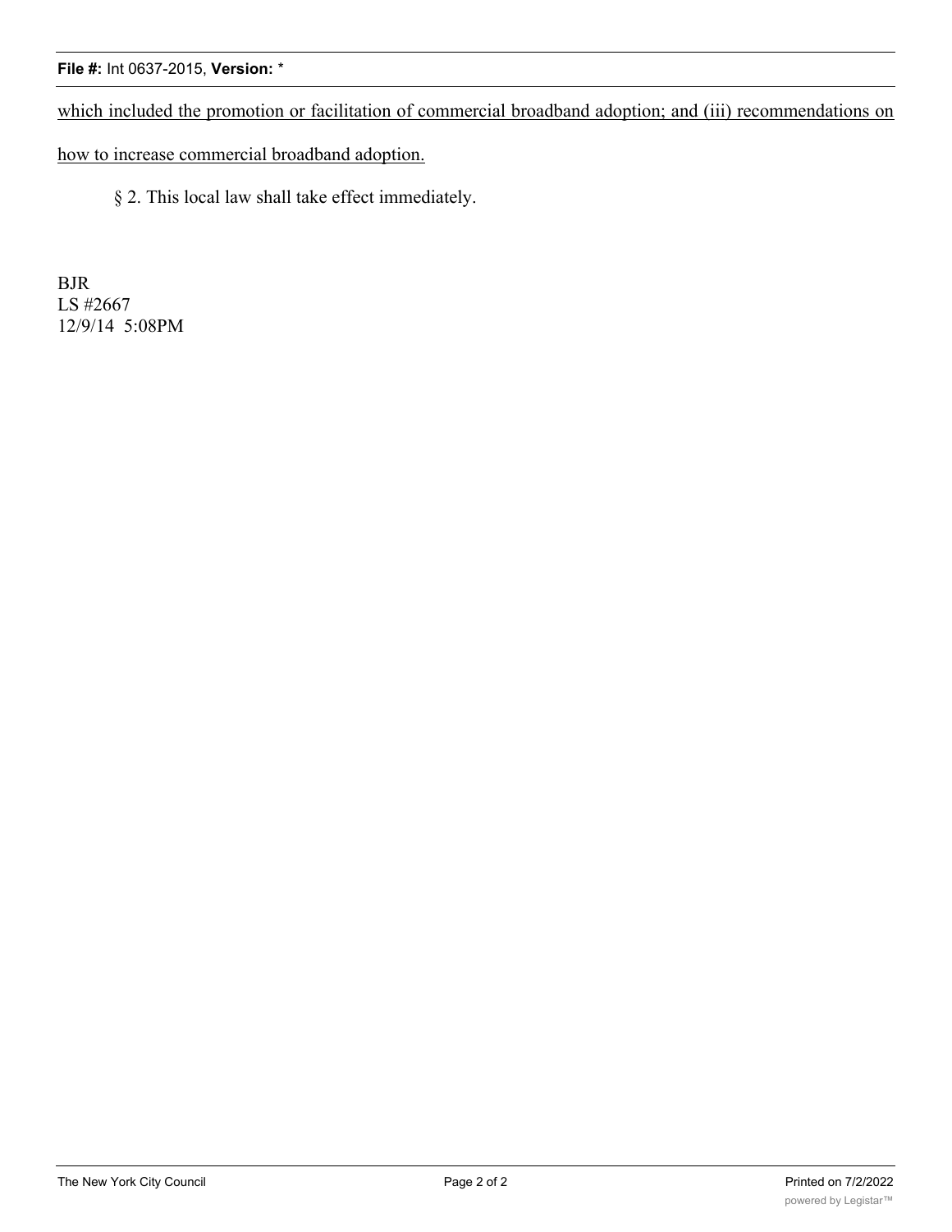which included the promotion or facilitation of commercial broadband adoption; and (iii) recommendations on how to increase commercial broadband adoption.

§ 2. This local law shall take effect immediately.

BJR
LS #2667
12/9/14 5:08PM